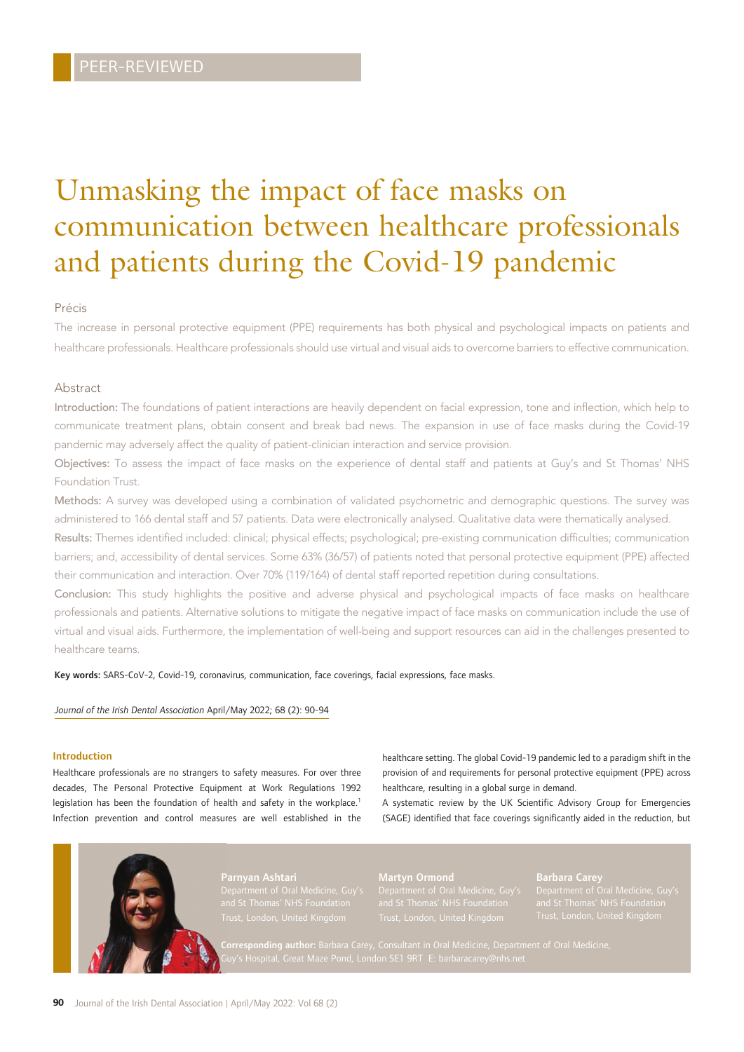PEER-REVIEWED

# Unmasking the impact of face masks on communication between healthcare professionals and patients during the Covid-19 pandemic

## Précis

The increase in personal protective equipment (PPE) requirements has both physical and psychological impacts on patients and healthcare professionals. Healthcare professionals should use virtual and visual aids to overcome barriers to effective communication.

## Abstract

**Introduction:** The foundations of patient interactions are heavily dependent on facial expression, tone and inflection, which help to communicate treatment plans, obtain consent and break bad news. The expansion in use of face masks during the Covid-19 pandemic may adversely affect the quality of patient-clinician interaction and service provision.

**Objectives:** To assess the impact of face masks on the experience of dental staff and patients at Guy's and St Thomas' NHS Foundation Trust.

**Methods:** A survey was developed using a combination of validated psychometric and demographic questions. The survey was administered to 166 dental staff and 57 patients. Data were electronically analysed. Qualitative data were thematically analysed.

**Results:** Themes identified included: clinical; physical effects; psychological; pre-existing communication difficulties; communication barriers; and, accessibility of dental services. Some 63% (36/57) of patients noted that personal protective equipment (PPE) affected their communication and interaction. Over 70% (119/164) of dental staff reported repetition during consultations.

**Conclusion:** This study highlights the positive and adverse physical and psychological impacts of face masks on healthcare professionals and patients. Alternative solutions to mitigate the negative impact of face masks on communication include the use of virtual and visual aids. Furthermore, the implementation of well-being and support resources can aid in the challenges presented to healthcare teams.

**Key words:** SARS-CoV-2, Covid-19, coronavirus, communication, face coverings, facial expressions, face masks.

*Journal of the Irish Dental Association* April/May 2022; 68 (2): 90-94

### Introduction

Healthcare professionals are no strangers to safety measures. For over three decades, The Personal Protective Equipment at Work Regulations 1992 legislation has been the foundation of health and safety in the workplace.[1] Infection prevention and control measures are well established in the healthcare setting. The global Covid-19 pandemic led to a paradigm shift in the provision of and requirements for personal protective equipment (PPE) across healthcare, resulting in a global surge in demand.

A systematic review by the UK Scientific Advisory Group for Emergencies (SAGE) identified that face coverings significantly aided in the reduction, but

**Parnyan Ashtari**
Department of Oral Medicine, Guy's and St Thomas' NHS Foundation Trust, London, United Kingdom

**Martyn Ormond**
Department of Oral Medicine, Guy's and St Thomas' NHS Foundation Trust, London, United Kingdom

**Barbara Carey**
Department of Oral Medicine, Guy's and St Thomas' NHS Foundation Trust, London, United Kingdom

**Corresponding author:** Barbara Carey, Consultant in Oral Medicine, Department of Oral Medicine, Guy's Hospital, Great Maze Pond, London SE1 9RT E: barbaracarey@nhs.net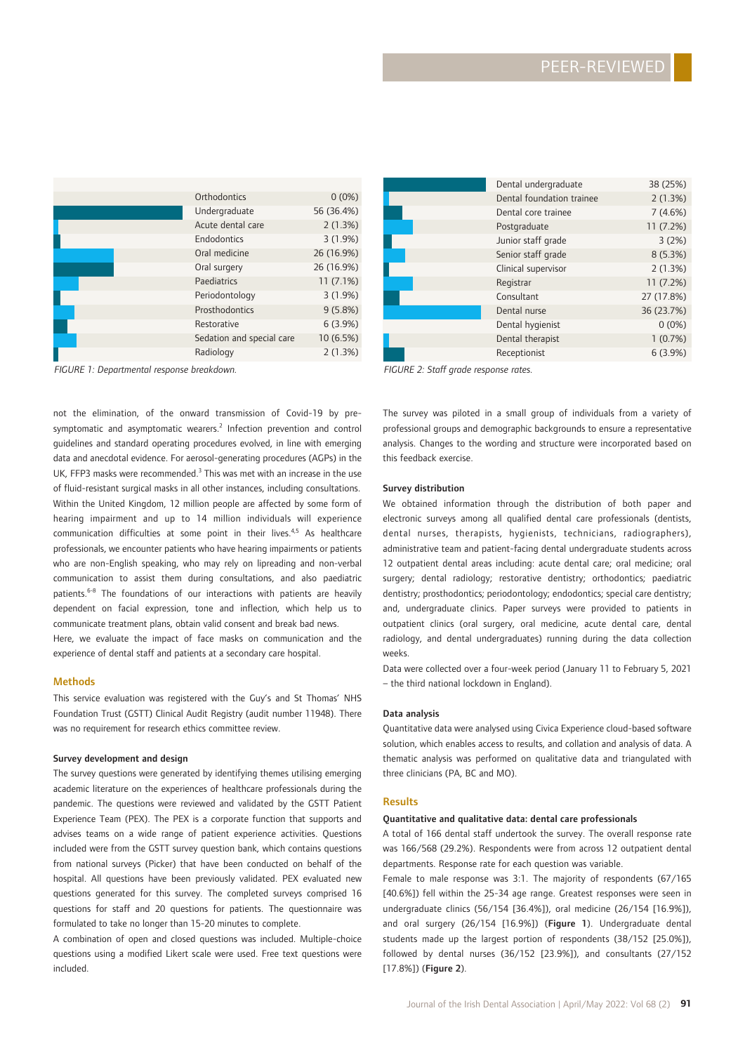| Department | Responses |
|---|---|
| Orthodontics | 0 (0%) |
| Undergraduate | 56 (36.4%) |
| Acute dental care | 2 (1.3%) |
| Endodontics | 3 (1.9%) |
| Oral medicine | 26 (16.9%) |
| Oral surgery | 26 (16.9%) |
| Paediatrics | 11 (7.1%) |
| Periodontology | 3 (1.9%) |
| Prosthodontics | 9 (5.8%) |
| Restorative | 6 (3.9%) |
| Sedation and special care | 10 (6.5%) |
| Radiology | 2 (1.3%) |

*FIGURE 1: Departmental response breakdown.*

| Staff grade | Responses |
|---|---|
| Dental undergraduate | 38 (25%) |
| Dental foundation trainee | 2 (1.3%) |
| Dental core trainee | 7 (4.6%) |
| Postgraduate | 11 (7.2%) |
| Junior staff grade | 3 (2%) |
| Senior staff grade | 8 (5.3%) |
| Clinical supervisor | 2 (1.3%) |
| Registrar | 11 (7.2%) |
| Consultant | 27 (17.8%) |
| Dental nurse | 36 (23.7%) |
| Dental hygienist | 0 (0%) |
| Dental therapist | 1 (0.7%) |
| Receptionist | 6 (3.9%) |

*FIGURE 2: Staff grade response rates.*

not the elimination, of the onward transmission of Covid-19 by pre-symptomatic and asymptomatic wearers.[2] Infection prevention and control guidelines and standard operating procedures evolved, in line with emerging data and anecdotal evidence. For aerosol-generating procedures (AGPs) in the UK, FFP3 masks were recommended.[3] This was met with an increase in the use of fluid-resistant surgical masks in all other instances, including consultations. Within the United Kingdom, 12 million people are affected by some form of hearing impairment and up to 14 million individuals will experience communication difficulties at some point in their lives.[4,5] As healthcare professionals, we encounter patients who have hearing impairments or patients who are non-English speaking, who may rely on lipreading and non-verbal communication to assist them during consultations, and also paediatric patients.[6-8] The foundations of our interactions with patients are heavily dependent on facial expression, tone and inflection, which help us to communicate treatment plans, obtain valid consent and break bad news.

Here, we evaluate the impact of face masks on communication and the experience of dental staff and patients at a secondary care hospital.

## Methods

This service evaluation was registered with the Guy's and St Thomas' NHS Foundation Trust (GSTT) Clinical Audit Registry (audit number 11948). There was no requirement for research ethics committee review.

### Survey development and design

The survey questions were generated by identifying themes utilising emerging academic literature on the experiences of healthcare professionals during the pandemic. The questions were reviewed and validated by the GSTT Patient Experience Team (PEX). The PEX is a corporate function that supports and advises teams on a wide range of patient experience activities. Questions included were from the GSTT survey question bank, which contains questions from national surveys (Picker) that have been conducted on behalf of the hospital. All questions have been previously validated. PEX evaluated new questions generated for this survey. The completed surveys comprised 16 questions for staff and 20 questions for patients. The questionnaire was formulated to take no longer than 15-20 minutes to complete.

A combination of open and closed questions was included. Multiple-choice questions using a modified Likert scale were used. Free text questions were included.

The survey was piloted in a small group of individuals from a variety of professional groups and demographic backgrounds to ensure a representative analysis. Changes to the wording and structure were incorporated based on this feedback exercise.

### Survey distribution

We obtained information through the distribution of both paper and electronic surveys among all qualified dental care professionals (dentists, dental nurses, therapists, hygienists, technicians, radiographers), administrative team and patient-facing dental undergraduate students across 12 outpatient dental areas including: acute dental care; oral medicine; oral surgery; dental radiology; restorative dentistry; orthodontics; paediatric dentistry; prosthodontology; periodontology; endodontics; special care dentistry; and, undergraduate clinics. Paper surveys were provided to patients in outpatient clinics (oral surgery, oral medicine, acute dental care, dental radiology, and dental undergraduates) running during the data collection weeks.

Data were collected over a four-week period (January 11 to February 5, 2021 – the third national lockdown in England).

### Data analysis

Quantitative data were analysed using Civica Experience cloud-based software solution, which enables access to results, and collation and analysis of data. A thematic analysis was performed on qualitative data and triangulated with three clinicians (PA, BC and MO).

## Results

### Quantitative and qualitative data: dental care professionals

A total of 166 dental staff undertook the survey. The overall response rate was 166/568 (29.2%). Respondents were from across 12 outpatient dental departments. Response rate for each question was variable.

Female to male response was 3:1. The majority of respondents (67/165 [40.6%]) fell within the 25-34 age range. Greatest responses were seen in undergraduate clinics (56/154 [36.4%]), oral medicine (26/154 [16.9%]), and oral surgery (26/154 [16.9%]) (**Figure 1**). Undergraduate dental students made up the largest portion of respondents (38/152 [25.0%]), followed by dental nurses (36/152 [23.9%]), and consultants (27/152 [17.8%]) (**Figure 2**).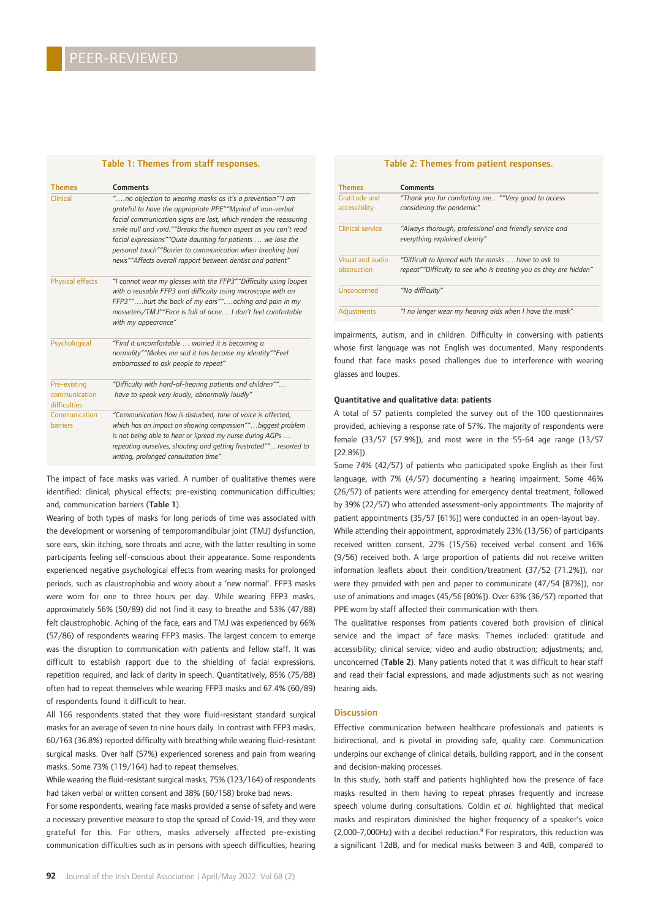**Table 1: Themes from staff responses.**

| Themes | Comments |
|---|---|
| Clinical | *"….no objection to wearing masks as it's a prevention""I am grateful to have the appropriate PPE""Myriad of non-verbal facial communication signs are lost, which renders the reassuring smile null and void.""Breaks the human aspect as you can't read facial expressions""Quite daunting for patients … we lose the personal touch""Barrier to communication when breaking bad news""Affects overall rapport between dentist and patient"* |
| Physical effects | *"I cannot wear my glasses with the FFP3""Difficulty using loupes with a reusable FFP3 and difficulty using microscope with an FFP3""….hurt the back of my ears""….aching and pain in my masseters/TMJ""Face is full of acne… I don't feel comfortable with my appearance"* |
| Psychological | *"Find it uncomfortable … worried it is becoming a normality""Makes me sad it has become my identity""Feel embarrassed to ask people to repeat"* |
| Pre-existing communication difficulties | *"Difficulty with hard-of-hearing patients and children""… have to speak very loudly, abnormally loudly"* |
| Communication barriers | *"Communication flow is disturbed, tone of voice is affected, which has an impact on showing compassion""…biggest problem is not being able to hear or lipread my nurse during AGPs … repeating ourselves, shouting and getting frustrated""…resorted to writing, prolonged consultation time"* |

The impact of face masks was varied. A number of qualitative themes were identified: clinical; physical effects; pre-existing communication difficulties; and, communication barriers (**Table 1**).

Wearing of both types of masks for long periods of time was associated with the development or worsening of temporomandibular joint (TMJ) dysfunction, sore ears, skin itching, sore throats and acne, with the latter resulting in some participants feeling self-conscious about their appearance. Some respondents experienced negative psychological effects from wearing masks for prolonged periods, such as claustrophobia and worry about a 'new normal'. FFP3 masks were worn for one to three hours per day. While wearing FFP3 masks, approximately 56% (50/89) did not find it easy to breathe and 53% (47/88) felt claustrophobic. Aching of the face, ears and TMJ was experienced by 66% (57/86) of respondents wearing FFP3 masks. The largest concern to emerge was the disruption to communication with patients and fellow staff. It was difficult to establish rapport due to the shielding of facial expressions, repetition required, and lack of clarity in speech. Quantitatively, 85% (75/88) often had to repeat themselves while wearing FFP3 masks and 67.4% (60/89) of respondents found it difficult to hear.

All 166 respondents stated that they wore fluid-resistant standard surgical masks for an average of seven to nine hours daily. In contrast with FFP3 masks, 60/163 (36.8%) reported difficulty with breathing while wearing fluid-resistant surgical masks. Over half (57%) experienced soreness and pain from wearing masks. Some 73% (119/164) had to repeat themselves.

While wearing the fluid-resistant surgical masks, 75% (123/164) of respondents had taken verbal or written consent and 38% (60/158) broke bad news.

For some respondents, wearing face masks provided a sense of safety and were a necessary preventive measure to stop the spread of Covid-19, and they were grateful for this. For others, masks adversely affected pre-existing communication difficulties such as in persons with speech difficulties, hearing impairments, autism, and in children. Difficulty in conversing with patients whose first language was not English was documented. Many respondents found that face masks posed challenges due to interference with wearing glasses and loupes.

**Table 2: Themes from patient responses.**

| Themes | Comments |
|---|---|
| Gratitude and accessibility | *"Thank you for comforting me…""Very good to access considering the pandemic"* |
| Clinical service | *"Always thorough, professional and friendly service and everything explained clearly"* |
| Visual and audio obstruction | *"Difficult to lipread with the masks … have to ask to repeat""Difficulty to see who is treating you as they are hidden"* |
| Unconcerned | *"No difficulty"* |
| Adjustments | *"I no longer wear my hearing aids when I have the mask"* |

#### Quantitative and qualitative data: patients

A total of 57 patients completed the survey out of the 100 questionnaires provided, achieving a response rate of 57%. The majority of respondents were female (33/57 [57.9%]), and most were in the 55-64 age range (13/57 [22.8%]).

Some 74% (42/57) of patients who participated spoke English as their first language, with 7% (4/57) documenting a hearing impairment. Some 46% (26/57) of patients were attending for emergency dental treatment, followed by 39% (22/57) who attended assessment-only appointments. The majority of patient appointments (35/57 [61%]) were conducted in an open-layout bay.

While attending their appointment, approximately 23% (13/56) of participants received written consent, 27% (15/56) received verbal consent and 16% (9/56) received both. A large proportion of patients did not receive written information leaflets about their condition/treatment (37/52 [71.2%]), nor were they provided with pen and paper to communicate (47/54 [87%]), nor use of animations and images (45/56 [80%]). Over 63% (36/57) reported that PPE worn by staff affected their communication with them.

The qualitative responses from patients covered both provision of clinical service and the impact of face masks. Themes included: gratitude and accessibility; clinical service; video and audio obstruction; adjustments; and, unconcerned (**Table 2**). Many patients noted that it was difficult to hear staff and read their facial expressions, and made adjustments such as not wearing hearing aids.

## Discussion

Effective communication between healthcare professionals and patients is bidirectional, and is pivotal in providing safe, quality care. Communication underpins our exchange of clinical details, building rapport, and in the consent and decision-making processes.

In this study, both staff and patients highlighted how the presence of face masks resulted in them having to repeat phrases frequently and increase speech volume during consultations. Goldin *et al.* highlighted that medical masks and respirators diminished the higher frequency of a speaker's voice (2,000-7,000Hz) with a decibel reduction.[9] For respirators, this reduction was a significant 12dB, and for medical masks between 3 and 4dB, compared to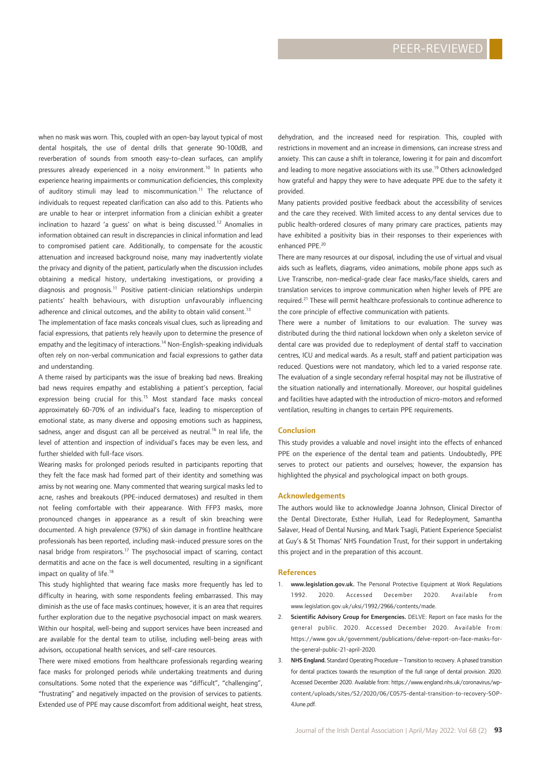when no mask was worn. This, coupled with an open-bay layout typical of most dental hospitals, the use of dental drills that generate 90-100dB, and reverberation of sounds from smooth easy-to-clean surfaces, can amplify pressures already experienced in a noisy environment.[10] In patients who experience hearing impairments or communication deficiencies, this complexity of auditory stimuli may lead to miscommunication.[11] The reluctance of individuals to request repeated clarification can also add to this. Patients who are unable to hear or interpret information from a clinician exhibit a greater inclination to hazard 'a guess' on what is being discussed.[12] Anomalies in information obtained can result in discrepancies in clinical information and lead to compromised patient care. Additionally, to compensate for the acoustic attenuation and increased background noise, many may inadvertently violate the privacy and dignity of the patient, particularly when the discussion includes obtaining a medical history, undertaking investigations, or providing a diagnosis and prognosis.[11] Positive patient-clinician relationships underpin patients' health behaviours, with disruption unfavourably influencing adherence and clinical outcomes, and the ability to obtain valid consent.[13]

The implementation of face masks conceals visual clues, such as lipreading and facial expressions, that patients rely heavily upon to determine the presence of empathy and the legitimacy of interactions.[14] Non-English-speaking individuals often rely on non-verbal communication and facial expressions to gather data and understanding.

A theme raised by participants was the issue of breaking bad news. Breaking bad news requires empathy and establishing a patient's perception, facial expression being crucial for this.[15] Most standard face masks conceal approximately 60-70% of an individual's face, leading to misperception of emotional state, as many diverse and opposing emotions such as happiness, sadness, anger and disgust can all be perceived as neutral.[16] In real life, the level of attention and inspection of individual's faces may be even less, and further shielded with full-face visors.

Wearing masks for prolonged periods resulted in participants reporting that they felt the face mask had formed part of their identity and something was amiss by not wearing one. Many commented that wearing surgical masks led to acne, rashes and breakouts (PPE-induced dermatoses) and resulted in them not feeling comfortable with their appearance. With FFP3 masks, more pronounced changes in appearance as a result of skin breaching were documented. A high prevalence (97%) of skin damage in frontline healthcare professionals has been reported, including mask-induced pressure sores on the nasal bridge from respirators.[17] The psychosocial impact of scarring, contact dermatitis and acne on the face is well documented, resulting in a significant impact on quality of life.[18]

This study highlighted that wearing face masks more frequently has led to difficulty in hearing, with some respondents feeling embarrassed. This may diminish as the use of face masks continues; however, it is an area that requires further exploration due to the negative psychosocial impact on mask wearers. Within our hospital, well-being and support services have been increased and are available for the dental team to utilise, including well-being areas with advisors, occupational health services, and self-care resources.

There were mixed emotions from healthcare professionals regarding wearing face masks for prolonged periods while undertaking treatments and during consultations. Some noted that the experience was "difficult", "challenging", "frustrating" and negatively impacted on the provision of services to patients. Extended use of PPE may cause discomfort from additional weight, heat stress, dehydration, and the increased need for respiration. This, coupled with restrictions in movement and an increase in dimensions, can increase stress and anxiety. This can cause a shift in tolerance, lowering it for pain and discomfort and leading to more negative associations with its use.[19] Others acknowledged how grateful and happy they were to have adequate PPE due to the safety it provided.

Many patients provided positive feedback about the accessibility of services and the care they received. With limited access to any dental services due to public health-ordered closures of many primary care practices, patients may have exhibited a positivity bias in their responses to their experiences with enhanced PPE.[20]

There are many resources at our disposal, including the use of virtual and visual aids such as leaflets, diagrams, video animations, mobile phone apps such as Live Transcribe, non-medical-grade clear face masks/face shields, carers and translation services to improve communication when higher levels of PPE are required.[21] These will permit healthcare professionals to continue adherence to the core principle of effective communication with patients.

There were a number of limitations to our evaluation. The survey was distributed during the third national lockdown when only a skeleton service of dental care was provided due to redeployment of dental staff to vaccination centres, ICU and medical wards. As a result, staff and patient participation was reduced. Questions were not mandatory, which led to a varied response rate. The evaluation of a single secondary referral hospital may not be illustrative of the situation nationally and internationally. Moreover, our hospital guidelines and facilities have adapted with the introduction of micro-motors and reformed ventilation, resulting in changes to certain PPE requirements.

## Conclusion

This study provides a valuable and novel insight into the effects of enhanced PPE on the experience of the dental team and patients. Undoubtedly, PPE serves to protect our patients and ourselves; however, the expansion has highlighted the physical and psychological impact on both groups.

## Acknowledgements

The authors would like to acknowledge Joanna Johnson, Clinical Director of the Dental Directorate, Esther Hullah, Lead for Redeployment, Samantha Salaver, Head of Dental Nursing, and Mark Tsagli, Patient Experience Specialist at Guy's & St Thomas' NHS Foundation Trust, for their support in undertaking this project and in the preparation of this account.

## References

1. **www.legislation.gov.uk.** The Personal Protective Equipment at Work Regulations 1992. 2020. Accessed December 2020. Available from www.legislation.gov.uk/uksi/1992/2966/contents/made.
2. **Scientific Advisory Group for Emergencies.** DELVE: Report on face masks for the general public. 2020. Accessed December 2020. Available from: https://www.gov.uk/government/publications/delve-report-on-face-masks-for-the-general-public-21-april-2020.
3. **NHS England.** Standard Operating Procedure – Transition to recovery. A phased transition for dental practices towards the resumption of the full range of dental provision. 2020. Accessed December 2020. Available from: https://www.england.nhs.uk/coronavirus/wp-content/uploads/sites/52/2020/06/C0575-dental-transition-to-recovery-SOP-4June.pdf.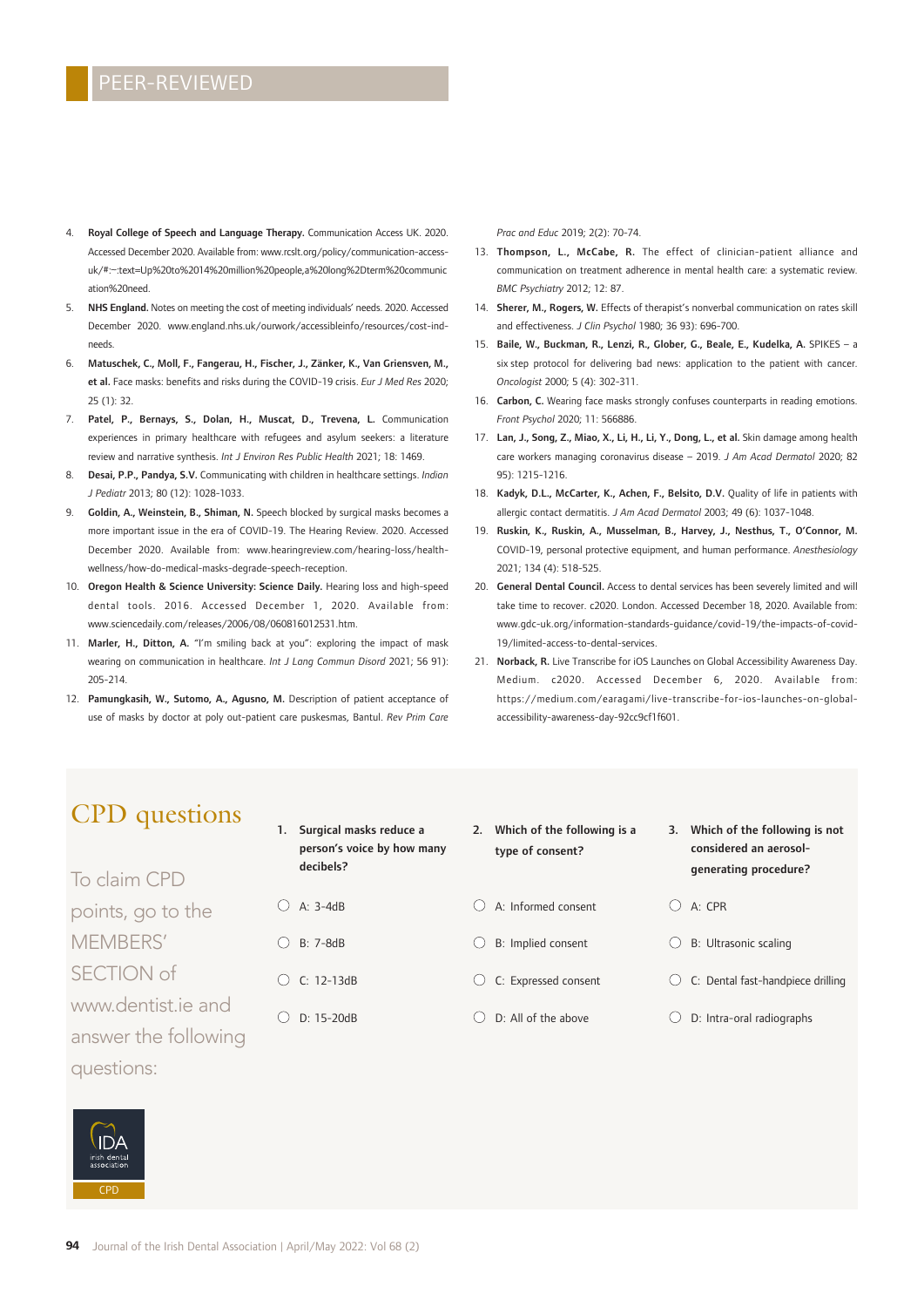4. **Royal College of Speech and Language Therapy.** Communication Access UK. 2020. Accessed December 2020. Available from: www.rcslt.org/policy/communication-access-uk/#:~:text=Up%20to%2014%20million%20people,a%20long%2Dterm%20communication%20need.
5. **NHS England.** Notes on meeting the cost of meeting individuals' needs. 2020. Accessed December 2020. www.england.nhs.uk/ourwork/accessibleinfo/resources/cost-ind-needs.
6. **Matuschek, C., Moll, F., Fangerau, H., Fischer, J., Zänker, K., Van Griensven, M., et al.** Face masks: benefits and risks during the COVID-19 crisis. *Eur J Med Res* 2020; 25 (1): 32.
7. **Patel, P., Bernays, S., Dolan, H., Muscat, D., Trevena, L.** Communication experiences in primary healthcare with refugees and asylum seekers: a literature review and narrative synthesis. *Int J Environ Res Public Health* 2021; 18: 1469.
8. **Desai, P.P., Pandya, S.V.** Communicating with children in healthcare settings. *Indian J Pediatr* 2013; 80 (12): 1028-1033.
9. **Goldin, A., Weinstein, B., Shiman, N.** Speech blocked by surgical masks becomes a more important issue in the era of COVID-19. The Hearing Review. 2020. Accessed December 2020. Available from: www.hearingreview.com/hearing-loss/health-wellness/how-do-medical-masks-degrade-speech-reception.
10. **Oregon Health & Science University: Science Daily.** Hearing loss and high-speed dental tools. 2016. Accessed December 1, 2020. Available from: www.sciencedaily.com/releases/2006/08/060816012531.htm.
11. **Marler, H., Ditton, A.** "I'm smiling back at you": exploring the impact of mask wearing on communication in healthcare. *Int J Lang Commun Disord* 2021; 56 91): 205-214.
12. **Pamungkasih, W., Sutomo, A., Agusno, M.** Description of patient acceptance of use of masks by doctor at poly out-patient care puskesmas, Bantul. *Rev Prim Care Prac and Educ* 2019; 2(2): 70-74.
13. **Thompson, L., McCabe, R.** The effect of clinician-patient alliance and communication on treatment adherence in mental health care: a systematic review. *BMC Psychiatry* 2012; 12: 87.
14. **Sherer, M., Rogers, W.** Effects of therapist's nonverbal communication on rates skill and effectiveness. *J Clin Psychol* 1980; 36 93): 696-700.
15. **Baile, W., Buckman, R., Lenzi, R., Glober, G., Beale, E., Kudelka, A.** SPIKES – a six step protocol for delivering bad news: application to the patient with cancer. *Oncologist* 2000; 5 (4): 302-311.
16. **Carbon, C.** Wearing face masks strongly confuses counterparts in reading emotions. *Front Psychol* 2020; 11: 566886.
17. **Lan, J., Song, Z., Miao, X., Li, H., Li, Y., Dong, L., et al.** Skin damage among health care workers managing coronavirus disease – 2019. *J Am Acad Dermatol* 2020; 82 95): 1215-1216.
18. **Kadyk, D.L., McCarter, K., Achen, F., Belsito, D.V.** Quality of life in patients with allergic contact dermatitis. *J Am Acad Dermatol* 2003; 49 (6): 1037-1048.
19. **Ruskin, K., Ruskin, A., Musselman, B., Harvey, J., Nesthus, T., O'Connor, M.** COVID-19, personal protective equipment, and human performance. *Anesthesiology* 2021; 134 (4): 518-525.
20. **General Dental Council.** Access to dental services has been severely limited and will take time to recover. c2020. London. Accessed December 18, 2020. Available from: www.gdc-uk.org/information-standards-guidance/covid-19/the-impacts-of-covid-19/limited-access-to-dental-services.
21. **Norback, R.** Live Transcribe for iOS Launches on Global Accessibility Awareness Day. Medium. c2020. Accessed December 6, 2020. Available from: https://medium.com/earagami/live-transcribe-for-ios-launches-on-global-accessibility-awareness-day-92cc9cf1f601.

## CPD questions

To claim CPD points, go to the MEMBERS' SECTION of www.dentist.ie and answer the following questions:

**1. Surgical masks reduce a person's voice by how many decibels?**

- A: 3-4dB
- B: 7-8dB
- C: 12-13dB
- D: 15-20dB

**2. Which of the following is a type of consent?**

- A: Informed consent
- B: Implied consent
- C: Expressed consent
- D: All of the above

**3. Which of the following is not considered an aerosol-generating procedure?**

- A: CPR
- B: Ultrasonic scaling
- C: Dental fast-handpiece drilling
- D: Intra-oral radiographs

IDA irish dental association

CPD